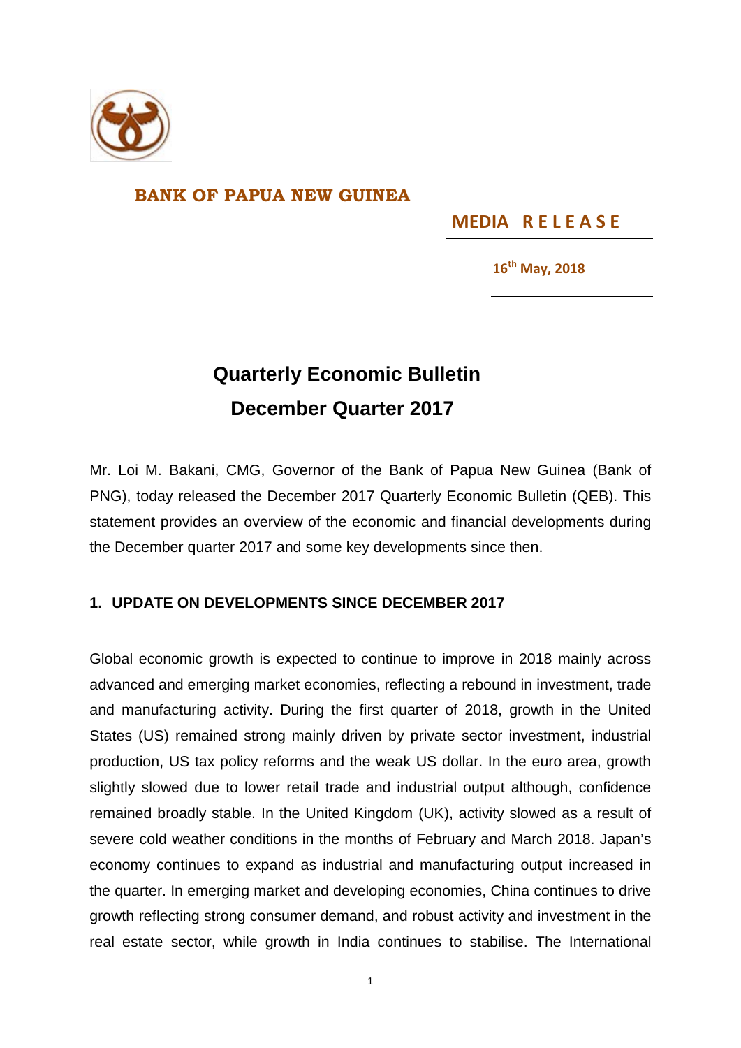**BANK OF PAPUA NEW GUINEA**

**MEDIA RELEASE**

**16th May, 2018**

# Quarterly Economic Bulletin December Quarter 2017

Mr. Loi M. Bakani, CMG, Governor of the Bank of Papua New Guinea (Bank of PNG), today released the December 2017 Quarterly Economic Bulletin (QEB). This statement provides an overview of the economic and financial developments during the December quarter 2017 and some key developments since then.

## 1. UPDATE ON DEVELOPMENTS SINCE DECEMBER 2017

Global economic growth is expected to continue to improve in 2018 mainly across advanced and emerging market economies, reflecting a rebound in investment, trade and manufacturing activity. During the first quarter of 2018, growth in the United States (US) remained strong mainly driven by private sector investment, industrial production, US tax policy reforms and the weak US dollar. In the euro area, growth slightly slowed due to lower retail trade and industrial output although, confidence remained broadly stable. In the United Kingdom (UK), activity slowed as a result of severe cold weather conditions in the months of February and March 2018. Japan's economy continues to expand as industrial and manufacturing output increased in the quarter. In emerging market and developing economies, China continues to drive growth reflecting strong consumer demand, and robust activity and investment in the real estate sector, while growth in India continues to stabilise. The International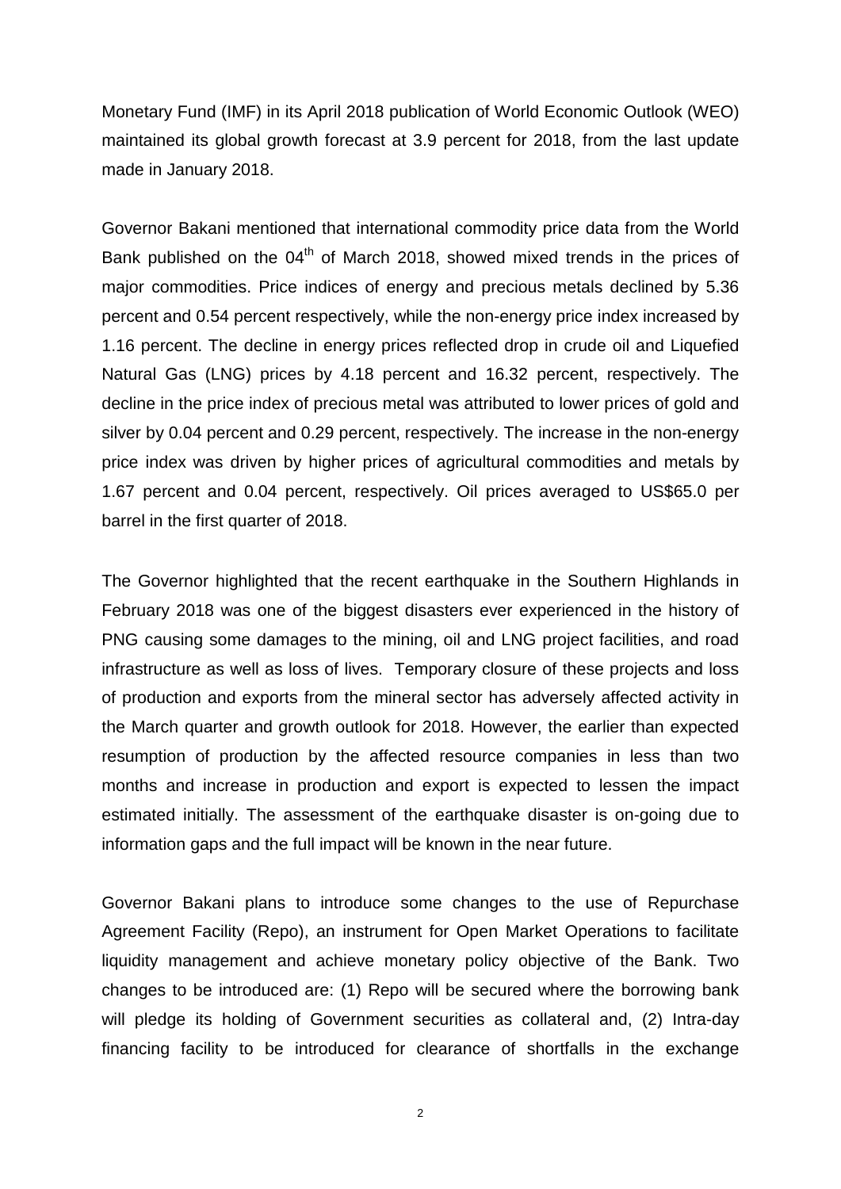Monetary Fund (IMF) in its April 2018 publication of World Economic Outlook (WEO) maintained its global growth forecast at 3.9 percent for 2018, from the last update made in January 2018.

Governor Bakani mentioned that international commodity price data from the World Bank published on the $04^{th}$ of March 2018, showed mixed trends in the prices of major commodities. Price indices of energy and precious metals declined by 5.36 percent and 0.54 percent respectively, while the non-energy price index increased by 1.16 percent. The decline in energy prices reflected drop in crude oil and Liquefied Natural Gas (LNG) prices by 4.18 percent and 16.32 percent, respectively. The decline in the price index of precious metal was attributed to lower prices of gold and silver by 0.04 percent and 0.29 percent, respectively. The increase in the non-energy price index was driven by higher prices of agricultural commodities and metals by 1.67 percent and 0.04 percent, respectively. Oil prices averaged to US$65.0 per barrel in the first quarter of 2018.

The Governor highlighted that the recent earthquake in the Southern Highlands in February 2018 was one of the biggest disasters ever experienced in the history of PNG causing some damages to the mining, oil and LNG project facilities, and road infrastructure as well as loss of lives. Temporary closure of these projects and loss of production and exports from the mineral sector has adversely affected activity in the March quarter and growth outlook for 2018. However, the earlier than expected resumption of production by the affected resource companies in less than two months and increase in production and export is expected to lessen the impact estimated initially. The assessment of the earthquake disaster is on-going due to information gaps and the full impact will be known in the near future.

Governor Bakani plans to introduce some changes to the use of Repurchase Agreement Facility (Repo), an instrument for Open Market Operations to facilitate liquidity management and achieve monetary policy objective of the Bank. Two changes to be introduced are: (1) Repo will be secured where the borrowing bank will pledge its holding of Government securities as collateral and, (2) Intra-day financing facility to be introduced for clearance of shortfalls in the exchange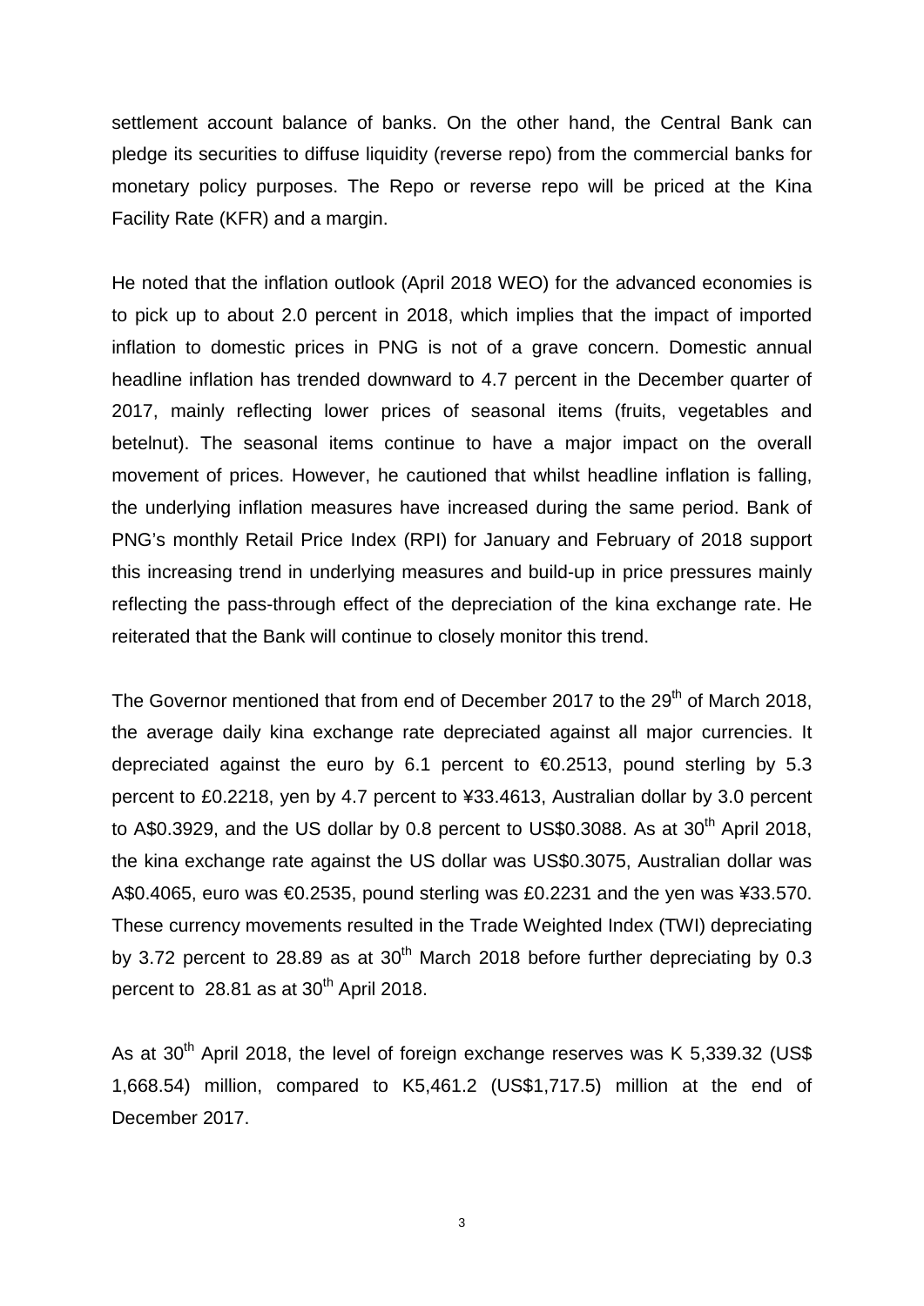settlement account balance of banks. On the other hand, the Central Bank can pledge its securities to diffuse liquidity (reverse repo) from the commercial banks for monetary policy purposes. The Repo or reverse repo will be priced at the Kina Facility Rate (KFR) and a margin.

He noted that the inflation outlook (April 2018 WEO) for the advanced economies is to pick up to about 2.0 percent in 2018, which implies that the impact of imported inflation to domestic prices in PNG is not of a grave concern. Domestic annual headline inflation has trended downward to 4.7 percent in the December quarter of 2017, mainly reflecting lower prices of seasonal items (fruits, vegetables and betelnut). The seasonal items continue to have a major impact on the overall movement of prices. However, he cautioned that whilst headline inflation is falling, the underlying inflation measures have increased during the same period. Bank of PNG's monthly Retail Price Index (RPI) for January and February of 2018 support this increasing trend in underlying measures and build-up in price pressures mainly reflecting the pass-through effect of the depreciation of the kina exchange rate. He reiterated that the Bank will continue to closely monitor this trend.

The Governor mentioned that from end of December 2017 to the 29th of March 2018, the average daily kina exchange rate depreciated against all major currencies. It depreciated against the euro by 6.1 percent to €0.2513, pound sterling by 5.3 percent to £0.2218, yen by 4.7 percent to ¥33.4613, Australian dollar by 3.0 percent to A$0.3929, and the US dollar by 0.8 percent to US$0.3088. As at 30th April 2018, the kina exchange rate against the US dollar was US$0.3075, Australian dollar was A$0.4065, euro was €0.2535, pound sterling was £0.2231 and the yen was ¥33.570. These currency movements resulted in the Trade Weighted Index (TWI) depreciating by 3.72 percent to 28.89 as at 30th March 2018 before further depreciating by 0.3 percent to 28.81 as at 30th April 2018.

As at 30th April 2018, the level of foreign exchange reserves was K 5,339.32 (US$ 1,668.54) million, compared to K5,461.2 (US$1,717.5) million at the end of December 2017.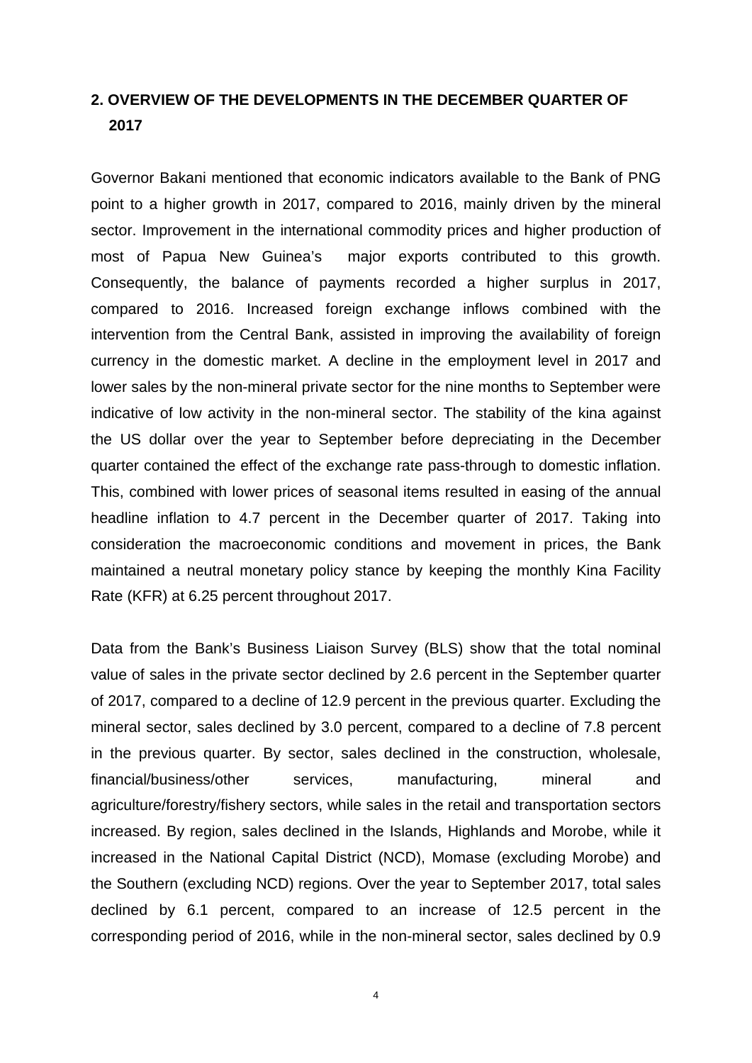## 2. OVERVIEW OF THE DEVELOPMENTS IN THE DECEMBER QUARTER OF 2017

Governor Bakani mentioned that economic indicators available to the Bank of PNG point to a higher growth in 2017, compared to 2016, mainly driven by the mineral sector. Improvement in the international commodity prices and higher production of most of Papua New Guinea's major exports contributed to this growth. Consequently, the balance of payments recorded a higher surplus in 2017, compared to 2016. Increased foreign exchange inflows combined with the intervention from the Central Bank, assisted in improving the availability of foreign currency in the domestic market. A decline in the employment level in 2017 and lower sales by the non-mineral private sector for the nine months to September were indicative of low activity in the non-mineral sector. The stability of the kina against the US dollar over the year to September before depreciating in the December quarter contained the effect of the exchange rate pass-through to domestic inflation. This, combined with lower prices of seasonal items resulted in easing of the annual headline inflation to 4.7 percent in the December quarter of 2017. Taking into consideration the macroeconomic conditions and movement in prices, the Bank maintained a neutral monetary policy stance by keeping the monthly Kina Facility Rate (KFR) at 6.25 percent throughout 2017.

Data from the Bank's Business Liaison Survey (BLS) show that the total nominal value of sales in the private sector declined by 2.6 percent in the September quarter of 2017, compared to a decline of 12.9 percent in the previous quarter. Excluding the mineral sector, sales declined by 3.0 percent, compared to a decline of 7.8 percent in the previous quarter. By sector, sales declined in the construction, wholesale, financial/business/other services, manufacturing, mineral and agriculture/forestry/fishery sectors, while sales in the retail and transportation sectors increased. By region, sales declined in the Islands, Highlands and Morobe, while it increased in the National Capital District (NCD), Momase (excluding Morobe) and the Southern (excluding NCD) regions. Over the year to September 2017, total sales declined by 6.1 percent, compared to an increase of 12.5 percent in the corresponding period of 2016, while in the non-mineral sector, sales declined by 0.9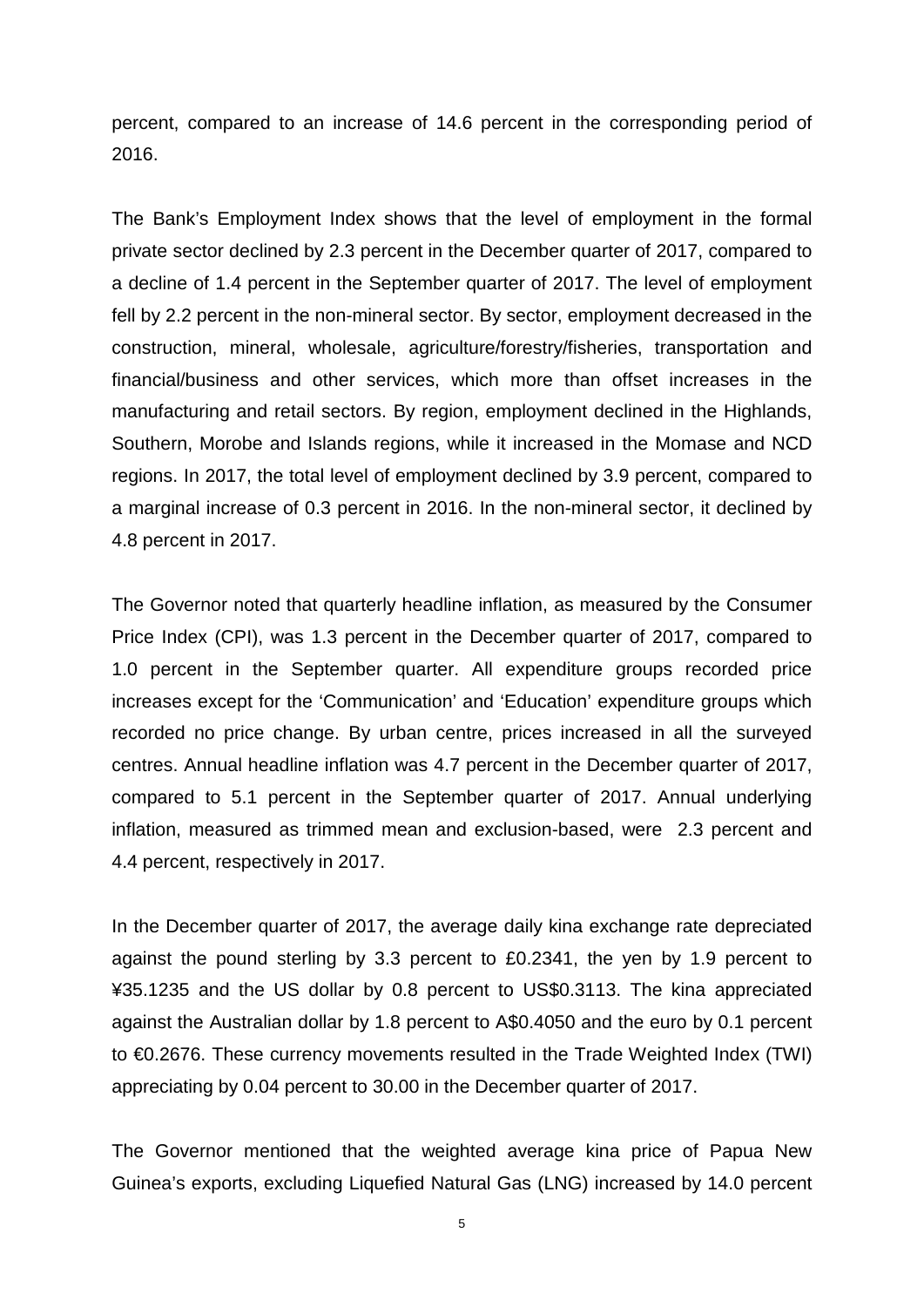percent, compared to an increase of 14.6 percent in the corresponding period of 2016.

The Bank's Employment Index shows that the level of employment in the formal private sector declined by 2.3 percent in the December quarter of 2017, compared to a decline of 1.4 percent in the September quarter of 2017. The level of employment fell by 2.2 percent in the non-mineral sector. By sector, employment decreased in the construction, mineral, wholesale, agriculture/forestry/fisheries, transportation and financial/business and other services, which more than offset increases in the manufacturing and retail sectors. By region, employment declined in the Highlands, Southern, Morobe and Islands regions, while it increased in the Momase and NCD regions. In 2017, the total level of employment declined by 3.9 percent, compared to a marginal increase of 0.3 percent in 2016. In the non-mineral sector, it declined by 4.8 percent in 2017.

The Governor noted that quarterly headline inflation, as measured by the Consumer Price Index (CPI), was 1.3 percent in the December quarter of 2017, compared to 1.0 percent in the September quarter. All expenditure groups recorded price increases except for the 'Communication' and 'Education' expenditure groups which recorded no price change. By urban centre, prices increased in all the surveyed centres. Annual headline inflation was 4.7 percent in the December quarter of 2017, compared to 5.1 percent in the September quarter of 2017. Annual underlying inflation, measured as trimmed mean and exclusion-based, were 2.3 percent and 4.4 percent, respectively in 2017.

In the December quarter of 2017, the average daily kina exchange rate depreciated against the pound sterling by 3.3 percent to £0.2341, the yen by 1.9 percent to ¥35.1235 and the US dollar by 0.8 percent to US$0.3113. The kina appreciated against the Australian dollar by 1.8 percent to A$0.4050 and the euro by 0.1 percent to €0.2676. These currency movements resulted in the Trade Weighted Index (TWI) appreciating by 0.04 percent to 30.00 in the December quarter of 2017.

The Governor mentioned that the weighted average kina price of Papua New Guinea's exports, excluding Liquefied Natural Gas (LNG) increased by 14.0 percent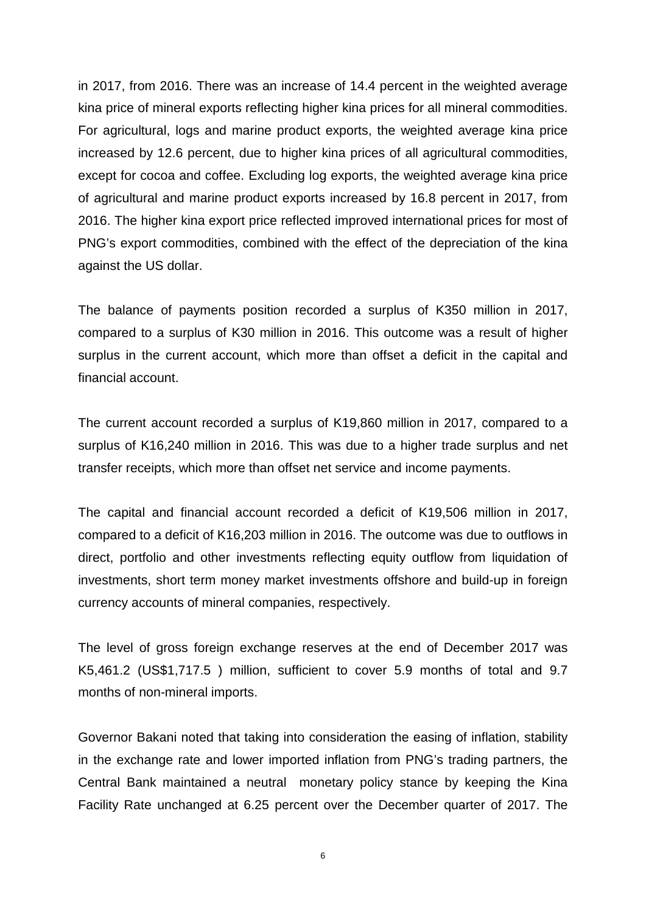in 2017, from 2016. There was an increase of 14.4 percent in the weighted average kina price of mineral exports reflecting higher kina prices for all mineral commodities. For agricultural, logs and marine product exports, the weighted average kina price increased by 12.6 percent, due to higher kina prices of all agricultural commodities, except for cocoa and coffee. Excluding log exports, the weighted average kina price of agricultural and marine product exports increased by 16.8 percent in 2017, from 2016. The higher kina export price reflected improved international prices for most of PNG's export commodities, combined with the effect of the depreciation of the kina against the US dollar.

The balance of payments position recorded a surplus of K350 million in 2017, compared to a surplus of K30 million in 2016. This outcome was a result of higher surplus in the current account, which more than offset a deficit in the capital and financial account.

The current account recorded a surplus of K19,860 million in 2017, compared to a surplus of K16,240 million in 2016. This was due to a higher trade surplus and net transfer receipts, which more than offset net service and income payments.

The capital and financial account recorded a deficit of K19,506 million in 2017, compared to a deficit of K16,203 million in 2016. The outcome was due to outflows in direct, portfolio and other investments reflecting equity outflow from liquidation of investments, short term money market investments offshore and build-up in foreign currency accounts of mineral companies, respectively.

The level of gross foreign exchange reserves at the end of December 2017 was K5,461.2 (US$1,717.5 ) million, sufficient to cover 5.9 months of total and 9.7 months of non-mineral imports.

Governor Bakani noted that taking into consideration the easing of inflation, stability in the exchange rate and lower imported inflation from PNG's trading partners, the Central Bank maintained a neutral monetary policy stance by keeping the Kina Facility Rate unchanged at 6.25 percent over the December quarter of 2017. The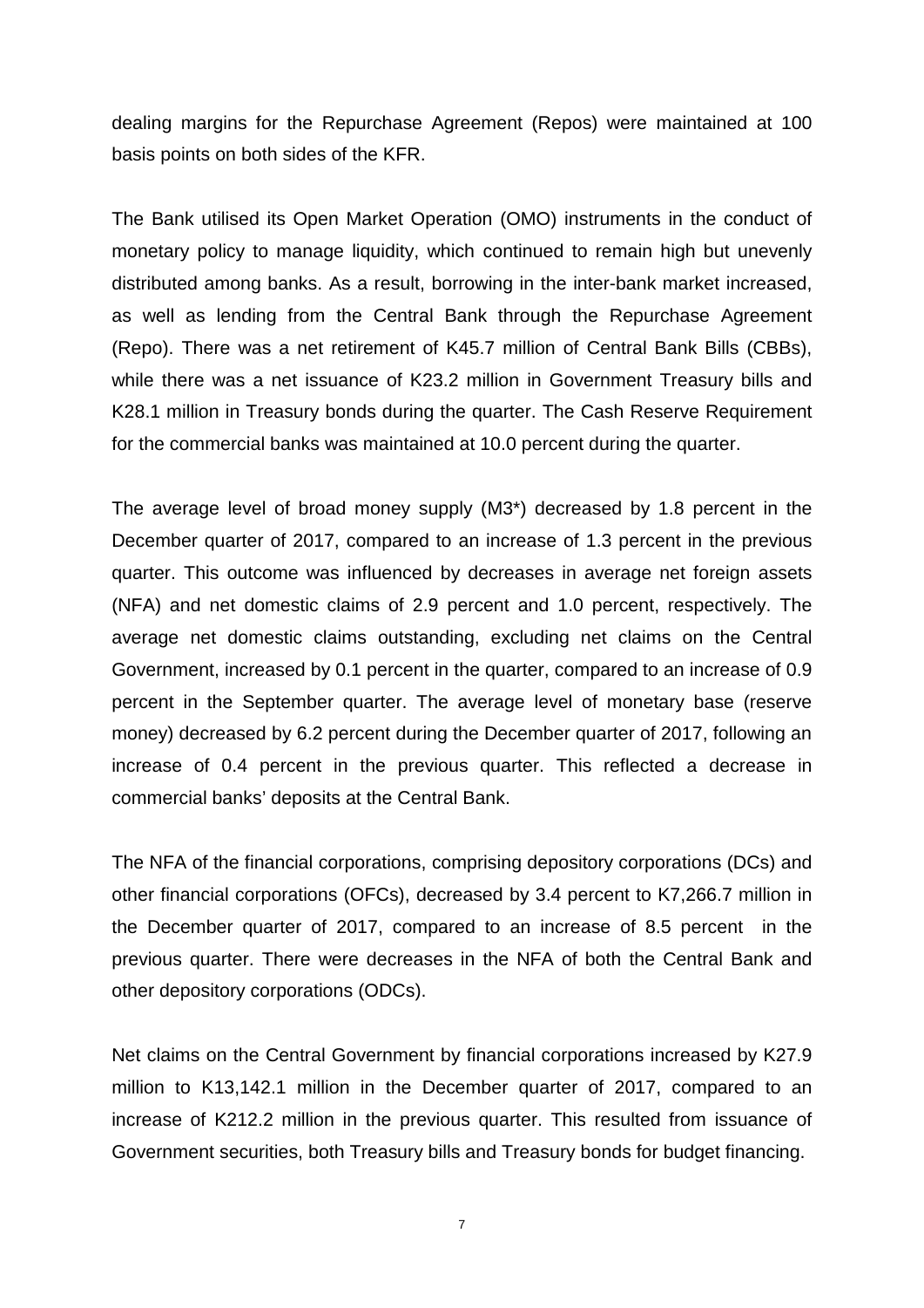dealing margins for the Repurchase Agreement (Repos) were maintained at 100 basis points on both sides of the KFR.

The Bank utilised its Open Market Operation (OMO) instruments in the conduct of monetary policy to manage liquidity, which continued to remain high but unevenly distributed among banks. As a result, borrowing in the inter-bank market increased, as well as lending from the Central Bank through the Repurchase Agreement (Repo). There was a net retirement of K45.7 million of Central Bank Bills (CBBs), while there was a net issuance of K23.2 million in Government Treasury bills and K28.1 million in Treasury bonds during the quarter. The Cash Reserve Requirement for the commercial banks was maintained at 10.0 percent during the quarter.

The average level of broad money supply (M3*) decreased by 1.8 percent in the December quarter of 2017, compared to an increase of 1.3 percent in the previous quarter. This outcome was influenced by decreases in average net foreign assets (NFA) and net domestic claims of 2.9 percent and 1.0 percent, respectively. The average net domestic claims outstanding, excluding net claims on the Central Government, increased by 0.1 percent in the quarter, compared to an increase of 0.9 percent in the September quarter. The average level of monetary base (reserve money) decreased by 6.2 percent during the December quarter of 2017, following an increase of 0.4 percent in the previous quarter. This reflected a decrease in commercial banks' deposits at the Central Bank.

The NFA of the financial corporations, comprising depository corporations (DCs) and other financial corporations (OFCs), decreased by 3.4 percent to K7,266.7 million in the December quarter of 2017, compared to an increase of 8.5 percent in the previous quarter. There were decreases in the NFA of both the Central Bank and other depository corporations (ODCs).

Net claims on the Central Government by financial corporations increased by K27.9 million to K13,142.1 million in the December quarter of 2017, compared to an increase of K212.2 million in the previous quarter. This resulted from issuance of Government securities, both Treasury bills and Treasury bonds for budget financing.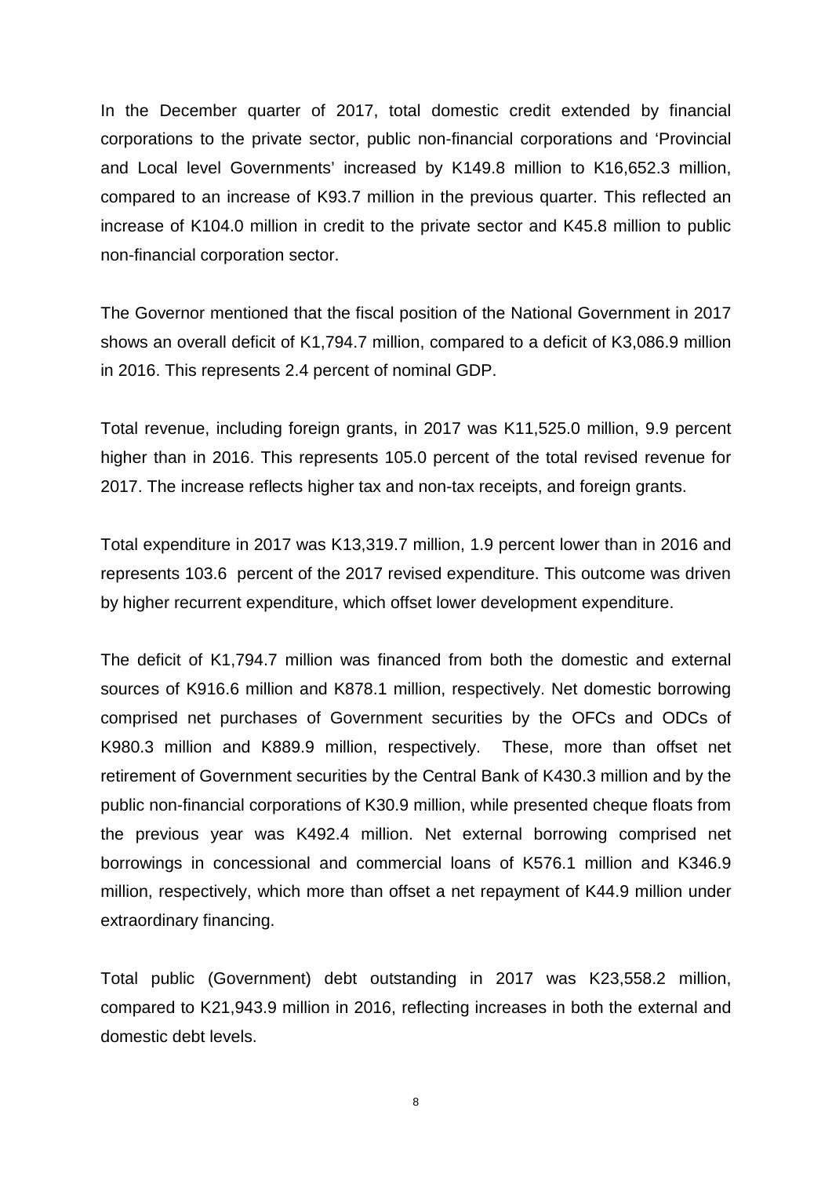In the December quarter of 2017, total domestic credit extended by financial corporations to the private sector, public non-financial corporations and 'Provincial and Local level Governments' increased by K149.8 million to K16,652.3 million, compared to an increase of K93.7 million in the previous quarter. This reflected an increase of K104.0 million in credit to the private sector and K45.8 million to public non-financial corporation sector.

The Governor mentioned that the fiscal position of the National Government in 2017 shows an overall deficit of K1,794.7 million, compared to a deficit of K3,086.9 million in 2016. This represents 2.4 percent of nominal GDP.

Total revenue, including foreign grants, in 2017 was K11,525.0 million, 9.9 percent higher than in 2016. This represents 105.0 percent of the total revised revenue for 2017. The increase reflects higher tax and non-tax receipts, and foreign grants.

Total expenditure in 2017 was K13,319.7 million, 1.9 percent lower than in 2016 and represents 103.6 percent of the 2017 revised expenditure. This outcome was driven by higher recurrent expenditure, which offset lower development expenditure.

The deficit of K1,794.7 million was financed from both the domestic and external sources of K916.6 million and K878.1 million, respectively. Net domestic borrowing comprised net purchases of Government securities by the OFCs and ODCs of K980.3 million and K889.9 million, respectively. These, more than offset net retirement of Government securities by the Central Bank of K430.3 million and by the public non-financial corporations of K30.9 million, while presented cheque floats from the previous year was K492.4 million. Net external borrowing comprised net borrowings in concessional and commercial loans of K576.1 million and K346.9 million, respectively, which more than offset a net repayment of K44.9 million under extraordinary financing.

Total public (Government) debt outstanding in 2017 was K23,558.2 million, compared to K21,943.9 million in 2016, reflecting increases in both the external and domestic debt levels.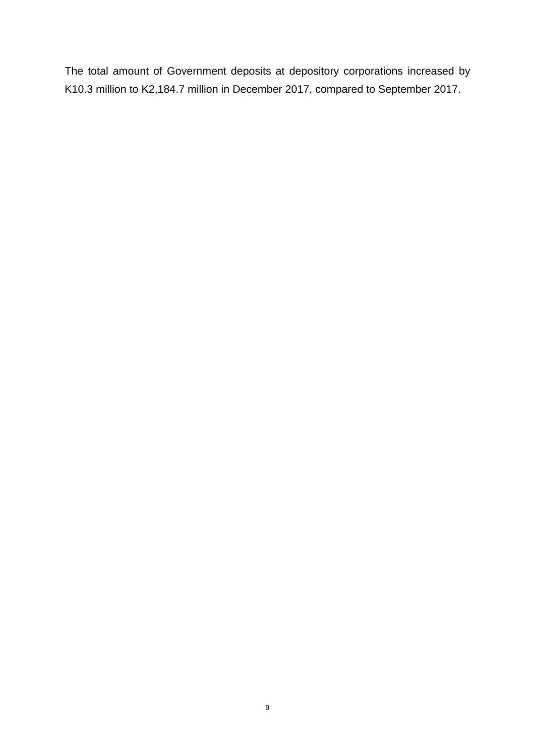The total amount of Government deposits at depository corporations increased by K10.3 million to K2,184.7 million in December 2017, compared to September 2017.